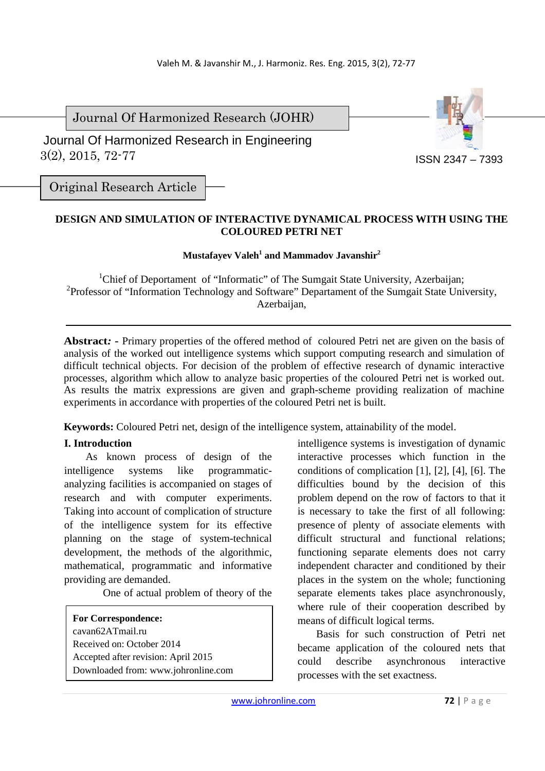Journal Of Harmonized Research (JOHR)

Journal Of Harmonized Research in Engineering
3(2), 2015, 72-77

ISSN 2347 – 7393

Original Research Article

# DESIGN AND SIMULATION OF INTERACTIVE DYNAMICAL PROCESS WITH USING THE COLOURED PETRI NET

**Mustafayev Valeh[1] and Mammadov Javanshir[2]**

[1]Chief of Depportament of "Informatic" of The Sumgait State University, Azerbaijan;
[2]Professor of "Information Technology and Software" Departament of the Sumgait State University, Azerbaijan,

---

**Abstract: -** Primary properties of the offered method of coloured Petri net are given on the basis of analysis of the worked out intelligence systems which support computing research and simulation of difficult technical objects. For decision of the problem of effective research of dynamic interactive processes, algorithm which allow to analyze basic properties of the coloured Petri net is worked out. As results the matrix expressions are given and graph-scheme providing realization of machine experiments in accordance with properties of the coloured Petri net is built.

**Keywords:** Coloured Petri net, design of the intelligence system, attainability of the model.

## I. Introduction

As known process of design of the intelligence systems like programmatic-analyzing facilities is accompanied on stages of research and with computer experiments. Taking into account of complication of structure of the intelligence system for its effective planning on the stage of system-technical development, the methods of the algorithmic, mathematical, programmatic and informative providing are demanded.

One of actual problem of theory of the intelligence systems is investigation of dynamic interactive processes which function in the conditions of complication [1], [2], [4], [6]. The difficulties bound by the decision of this problem depend on the row of factors to that it is necessary to take the first of all following: presence of plenty of associate elements with difficult structural and functional relations; functioning separate elements does not carry independent character and conditioned by their places in the system on the whole; functioning separate elements takes place asynchronously, where rule of their cooperation described by means of difficult logical terms.

Basis for such construction of Petri net became application of the coloured nets that could describe asynchronous interactive processes with the set exactness.

**For Correspondence:**
cavan62ATmail.ru
Received on: October 2014
Accepted after revision: April 2015
Downloaded from: www.johronline.com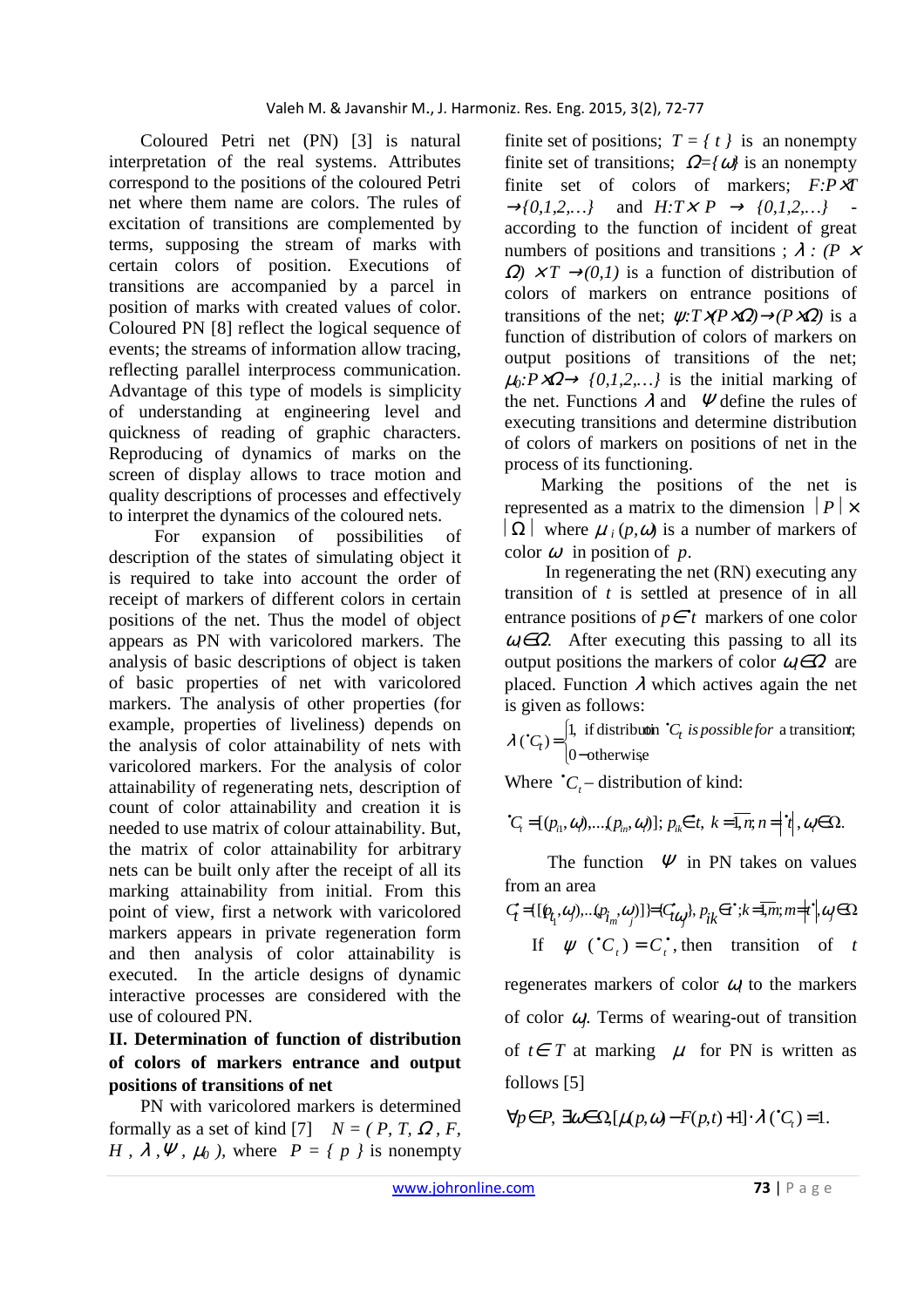Coloured Petri net (PN) [3] is natural interpretation of the real systems. Attributes correspond to the positions of the coloured Petri net where them name are colors. The rules of excitation of transitions are complemented by terms, supposing the stream of marks with certain colors of position. Executions of transitions are accompanied by a parcel in position of marks with created values of color. Coloured PN [8] reflect the logical sequence of events; the streams of information allow tracing, reflecting parallel interprocess communication. Advantage of this type of models is simplicity of understanding at engineering level and quickness of reading of graphic characters. Reproducing of dynamics of marks on the screen of display allows to trace motion and quality descriptions of processes and effectively to interpret the dynamics of the coloured nets.

For expansion of possibilities of description of the states of simulating object it is required to take into account the order of receipt of markers of different colors in certain positions of the net. Thus the model of object appears as PN with varicolored markers. The analysis of basic descriptions of object is taken of basic properties of net with varicolored markers. The analysis of other properties (for example, properties of liveliness) depends on the analysis of color attainability of nets with varicolored markers. For the analysis of color attainability of regenerating nets, description of count of color attainability and creation it is needed to use matrix of colour attainability. But, the matrix of color attainability for arbitrary nets can be built only after the receipt of all its marking attainability from initial. From this point of view, first a network with varicolored markers appears in private regeneration form and then analysis of color attainability is executed. In the article designs of dynamic interactive processes are considered with the use of coloured PN.

## II. Determination of function of distribution of colors of markers entrance and output positions of transitions of net

PN with varicolored markers is determined formally as a set of kind [7] $N = (P, T, \Omega, F, H, \lambda, \Psi, \mu_0)$, where $P = \{p\}$ is nonempty finite set of positions; $T = \{t\}$ is an nonempty finite set of transitions; $\Omega = \{\omega\}$ is an nonempty finite set of colors of markers; $F: P \times T \rightarrow \{0,1,2,\ldots\}$ and $H: T \times P \rightarrow \{0,1,2,\ldots\}$ - according to the function of incident of great numbers of positions and transitions ; $\lambda: (P \times \Omega) \times T \rightarrow (0,1)$ is a function of distribution of colors of markers on entrance positions of transitions of the net; $\psi: T \times (P \times \Omega) \rightarrow (P \times \Omega)$ is a function of distribution of colors of markers on output positions of transitions of the net; $\mu_0: P \times \Omega \rightarrow \{0,1,2,\ldots\}$ is the initial marking of the net. Functions $\lambda$ and $\Psi$ define the rules of executing transitions and determine distribution of colors of markers on positions of net in the process of its functioning.

Marking the positions of the net is represented as a matrix to the dimension $|P| \times |\Omega|$ where $\mu_i(p,\omega)$ is a number of markers of color $\omega$ in position of $p$.

In regenerating the net (RN) executing any transition of $t$ is settled at presence of in all entrance positions of $p \in {}^{\bullet}t$ markers of one color $\omega_i \in \Omega$. After executing this passing to all its output positions the markers of color $\omega_j \in \Omega$ are placed. Function $\lambda$ which actives again the net is given as follows:

$$\lambda({}^{\bullet}C_t) = \begin{cases} 1, & \text{if distribution } {}^{\bullet}C_t \text{ is possible for a transition } t; \\ 0 - \text{otherwise} \end{cases}$$

Where ${}^{\bullet}C_t$ – distribution of kind:

$${}^{\bullet}C_t = [(p_{i1}, \omega_i), \ldots, (p_{in}, \omega_i)];\ p_{ik} \in t,\ k = \overline{1,n};\ n = \left|{}^{\bullet}t\right|,\ \omega_i \in \Omega.$$

The function $\Psi$ in PN takes on values from an area

$$C_t^{\bullet} = \{[(p_{i_1}, \omega_j), \ldots (p_{i_m}, \omega_j)]\} = \{C^{\bullet}_{t\omega_j}\},\ p_{ik} \in t^{\bullet};\ k = \overline{1,m};\ m = \left|t^{\bullet}\right|,\ \omega_j \in \Omega$$

If $\psi({}^{\bullet}C_t) = C_t^{\bullet}$, then transition of $t$ regenerates markers of color $\omega_i$ to the markers of color $\omega_j$. Terms of wearing-out of transition of $t \in T$ at marking $\mu$ for PN is written as follows [5]

$$\forall p \in P,\ \exists \omega \in \Omega,\ [\mu(p,\omega) - F(p,t) + 1] \cdot \lambda({}^{\bullet}C_t) = 1.$$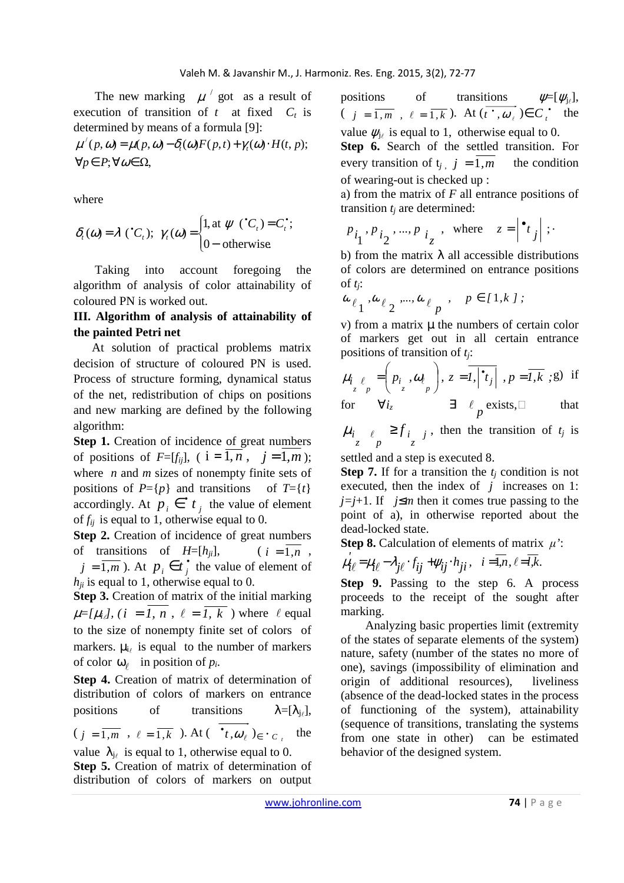The new marking $\mu^{/}$ got as a result of execution of transition of $t$ at fixed $C_t$ is determined by means of a formula [9]:

$$\mu^{/}(p,\omega)=\mu(p,\omega)-\delta_t(\omega)F(p,t)+\gamma_t(\omega)\cdot H(t,p);$$
$$\forall p\in P;\forall\omega\in\Omega,$$

where

$$\delta_t(\omega)=\lambda\,({}^{\bullet}C_t);\;\; \gamma_t(\omega)=\begin{cases}1,\text{at } \psi\;({}^{\bullet}C_t)=C_t^{\bullet};\\ 0-\text{otherwise}\end{cases}$$

Taking into account foregoing the algorithm of analysis of color attainability of coloured PN is worked out.

## III. Algorithm of analysis of attainability of the painted Petri net

At solution of practical problems matrix decision of structure of coloured PN is used. Process of structure forming, dynamical status of the net, redistribution of chips on positions and new marking are defined by the following algorithm:

**Step 1.** Creation of incidence of great numbers of positions of $F$=[$f_{ij}$], ( $i=\overline{1,n}$, $j=\overline{1,m}$); where $n$ and $m$ sizes of nonempty finite sets of positions of $P$={$p$} and transitions of $T$={$t$} accordingly. At $p_i\in{}^{\bullet}t_j$ the value of element of $f_{ij}$ is equal to 1, otherwise equal to 0.

**Step 2.** Creation of incidence of great numbers of transitions of $H$=[$h_{ji}$], ( $i=\overline{1,n}$, $j=\overline{1,m}$ ). At $p_i\in t_j^{\bullet}$ the value of element of $h_{ji}$ is equal to 1, otherwise equal to 0.

**Step 3.** Creation of matrix of the initial marking $\mu$=[$\mu_{i\ell}$], ( $i=\overline{1,n}$, $\ell=\overline{1,k}$ ) where $\ell$ equal to the size of nonempty finite set of colors of markers. $\mu_{i\ell}$ is equal to the number of markers of color $\omega_\ell$ in position of $p_i$.

**Step 4.** Creation of matrix of determination of distribution of colors of markers on entrance positions of transitions $\lambda$=[$\lambda_{j\ell}$], ( $j=\overline{1,m}$, $\ell=\overline{1,k}$ ). At ( $\overrightarrow{{}^{\bullet}t,\omega_\ell}$ ) $\in{}^{\bullet}C_t$ the value $\lambda_{j\ell}$ is equal to 1, otherwise equal to 0.

**Step 5.** Creation of matrix of determination of distribution of colors of markers on output positions of transitions $\psi$=[$\psi_{j\ell}$], ( $j=\overline{1,m}$, $\ell=\overline{1,k}$ ). At ( $\overrightarrow{t^{\bullet},\omega_\ell}$ ) $\in C_t^{\bullet}$ the value $\psi_{j\ell}$ is equal to 1, otherwise equal to 0.

**Step 6.** Search of the settled transition. For every transition of $t_j$, $j=\overline{1,m}$ the condition of wearing-out is checked up :

a) from the matrix of $F$ all entrance positions of transition $t_j$ are determined:

$p_{i_1}, p_{i_2}, ..., p_{i_z}$, where $z=\left|{}^{\bullet}t_j\right|$ ;

b) from the matrix $\lambda$ all accessible distributions of colors are determined on entrance positions of $t_j$:

$\omega_{\ell_1}, \omega_{\ell_2}, ..., \omega_{\ell_p}$, $p\in[1,k]$ ;

v) from a matrix $\mu$ the numbers of certain color of markers get out in all certain entrance positions of transition of $t_j$:

$\mu_{i_z\ell_p}=\left(p_{i_z},\omega_{\ell_p}\right)$, $z=\overline{1,\left|{}^{\bullet}t_j\right|}$, $p=\overline{1,k}$ ;g) if for $\forall i_z$ $\exists$ $\ell_p$ exists, that $\mu_{i_z\ell_p}\geq f_{i_z j}$, then the transition of $t_j$ is settled and a step is executed 8.

**Step 7.** If for a transition the $t_j$ condition is not executed, then the index of $j$ increases on 1: $j$=$j$+1. If $j\leq m$ then it comes true passing to the point of a), in otherwise reported about the dead-locked state.

**Step 8.** Calculation of elements of matrix $\mu$':

$$\mu'_{i\ell}=\mu_{i\ell}-\lambda_{j\ell}\cdot f_{ij}+\psi_{ij}\cdot h_{ji},\;\; i=\overline{1,n},\ell=\overline{1,k}.$$

**Step 9.** Passing to the step 6. A process proceeds to the receipt of the sought after marking.

Analyzing basic properties limit (extremity of the states of separate elements of the system) nature, safety (number of the states no more of one), savings (impossibility of elimination and origin of additional resources), liveliness (absence of the dead-locked states in the process of functioning of the system), attainability (sequence of transitions, translating the systems from one state in other) can be estimated behavior of the designed system.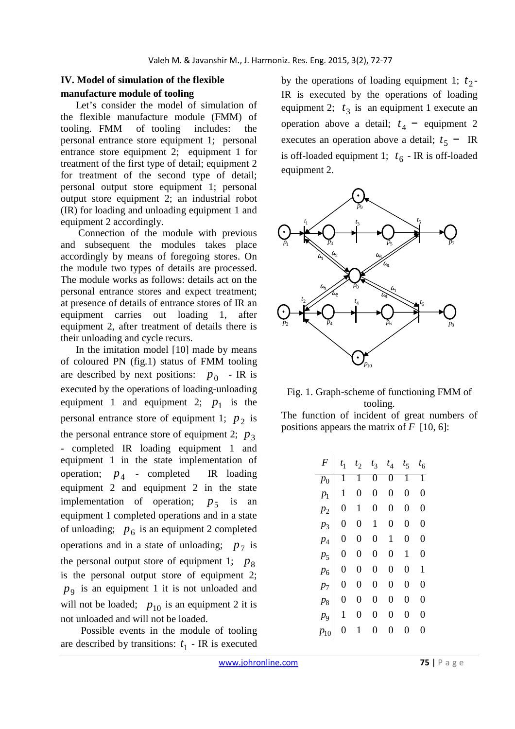## IV. Model of simulation of the flexible manufacture module of tooling

Let's consider the model of simulation of the flexible manufacture module (FMM) of tooling. FMM of tooling includes: the personal entrance store equipment 1; personal entrance store equipment 2; equipment 1 for treatment of the first type of detail; equipment 2 for treatment of the second type of detail; personal output store equipment 1; personal output store equipment 2; an industrial robot (IR) for loading and unloading equipment 1 and equipment 2 accordingly.

Connection of the module with previous and subsequent the modules takes place accordingly by means of foregoing stores. On the module two types of details are processed. The module works as follows: details act on the personal entrance stores and expect treatment; at presence of details of entrance stores of IR an equipment carries out loading 1, after equipment 2, after treatment of details there is their unloading and cycle recurs.

In the imitation model [10] made by means of coloured PN (fig.1) status of FMM tooling are described by next positions: $p_0$ - IR is executed by the operations of loading-unloading equipment 1 and equipment 2; $p_1$ is the personal entrance store of equipment 1; $p_2$ is the personal entrance store of equipment 2; $p_3$ - completed IR loading equipment 1 and equipment 1 in the state implementation of operation; $p_4$ - completed IR loading equipment 2 and equipment 2 in the state implementation of operation; $p_5$ is an equipment 1 completed operations and in a state of unloading; $p_6$ is an equipment 2 completed operations and in a state of unloading; $p_7$ is the personal output store of equipment 1; $p_8$ is the personal output store of equipment 2; $p_9$ is an equipment 1 it is not unloaded and will not be loaded; $p_{10}$ is an equipment 2 it is not unloaded and will not be loaded.

Possible events in the module of tooling are described by transitions: $t_1$ - IR is executed by the operations of loading equipment 1; $t_2$- IR is executed by the operations of loading equipment 2; $t_3$ is an equipment 1 execute an operation above a detail; $t_4$ − equipment 2 executes an operation above a detail; $t_5$ − IR is off-loaded equipment 1; $t_6$ - IR is off-loaded equipment 2.

Fig. 1. Graph-scheme of functioning FMM of tooling.

The function of incident of great numbers of positions appears the matrix of $F$ [10, 6]:

| $F$ | $t_1$ | $t_2$ | $t_3$ | $t_4$ | $t_5$ | $t_6$ |
|---|---|---|---|---|---|---|
| $p_0$ | 1 | 1 | 0 | 0 | 1 | 1 |
| $p_1$ | 1 | 0 | 0 | 0 | 0 | 0 |
| $p_2$ | 0 | 1 | 0 | 0 | 0 | 0 |
| $p_3$ | 0 | 0 | 1 | 0 | 0 | 0 |
| $p_4$ | 0 | 0 | 0 | 1 | 0 | 0 |
| $p_5$ | 0 | 0 | 0 | 0 | 1 | 0 |
| $p_6$ | 0 | 0 | 0 | 0 | 0 | 1 |
| $p_7$ | 0 | 0 | 0 | 0 | 0 | 0 |
| $p_8$ | 0 | 0 | 0 | 0 | 0 | 0 |
| $p_9$ | 1 | 0 | 0 | 0 | 0 | 0 |
| $p_{10}$ | 0 | 1 | 0 | 0 | 0 | 0 |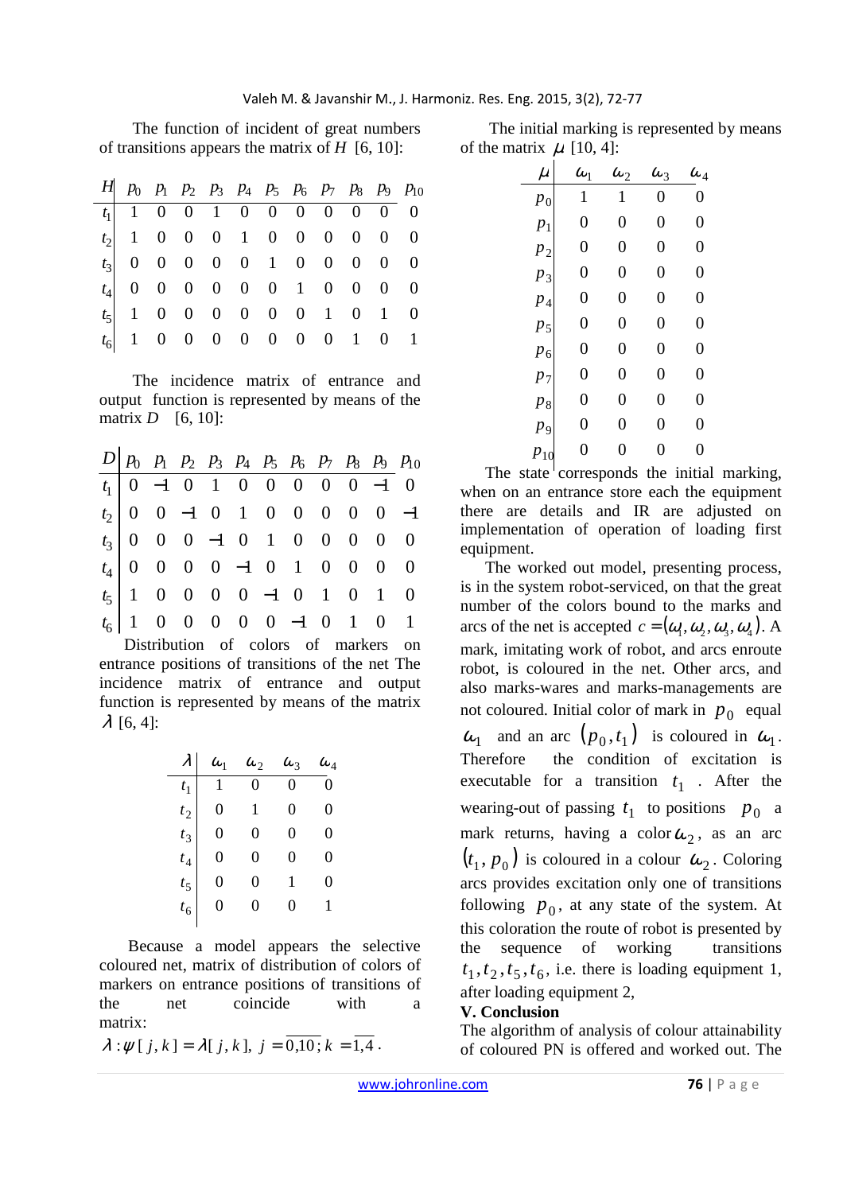The function of incident of great numbers of transitions appears the matrix of $H$ [6, 10]:

| $H$ | $p_0$ | $p_1$ | $p_2$ | $p_3$ | $p_4$ | $p_5$ | $p_6$ | $p_7$ | $p_8$ | $p_9$ | $p_{10}$ |
|---|---|---|---|---|---|---|---|---|---|---|---|
| $t_1$ | 1 | 0 | 0 | 1 | 0 | 0 | 0 | 0 | 0 | 0 | 0 |
| $t_2$ | 1 | 0 | 0 | 0 | 1 | 0 | 0 | 0 | 0 | 0 | 0 |
| $t_3$ | 0 | 0 | 0 | 0 | 0 | 1 | 0 | 0 | 0 | 0 | 0 |
| $t_4$ | 0 | 0 | 0 | 0 | 0 | 0 | 1 | 0 | 0 | 0 | 0 |
| $t_5$ | 1 | 0 | 0 | 0 | 0 | 0 | 0 | 1 | 0 | 1 | 0 |
| $t_6$ | 1 | 0 | 0 | 0 | 0 | 0 | 0 | 0 | 1 | 0 | 1 |

The incidence matrix of entrance and output function is represented by means of the matrix $D$ [6, 10]:

| $D$ | $p_0$ | $p_1$ | $p_2$ | $p_3$ | $p_4$ | $p_5$ | $p_6$ | $p_7$ | $p_8$ | $p_9$ | $p_{10}$ |
|---|---|---|---|---|---|---|---|---|---|---|---|
| $t_1$ | 0 | −1 | 0 | 1 | 0 | 0 | 0 | 0 | 0 | −1 | 0 |
| $t_2$ | 0 | 0 | −1 | 0 | 1 | 0 | 0 | 0 | 0 | 0 | −1 |
| $t_3$ | 0 | 0 | 0 | −1 | 0 | 1 | 0 | 0 | 0 | 0 | 0 |
| $t_4$ | 0 | 0 | 0 | 0 | −1 | 0 | 1 | 0 | 0 | 0 | 0 |
| $t_5$ | 1 | 0 | 0 | 0 | 0 | −1 | 0 | 1 | 0 | 1 | 0 |
| $t_6$ | 1 | 0 | 0 | 0 | 0 | 0 | −1 | 0 | 1 | 0 | 1 |

Distribution of colors of markers on entrance positions of transitions of the net The incidence matrix of entrance and output function is represented by means of the matrix $\lambda$ [6, 4]:

| $\lambda$ | $\omega_1$ | $\omega_2$ | $\omega_3$ | $\omega_4$ |
|---|---|---|---|---|
| $t_1$ | 1 | 0 | 0 | 0 |
| $t_2$ | 0 | 1 | 0 | 0 |
| $t_3$ | 0 | 0 | 0 | 0 |
| $t_4$ | 0 | 0 | 0 | 0 |
| $t_5$ | 0 | 0 | 1 | 0 |
| $t_6$ | 0 | 0 | 0 | 1 |

Because a model appears the selective coloured net, matrix of distribution of colors of markers on entrance positions of transitions of the net coincide with a matrix:

$$\lambda : \psi[j,k] = \lambda[j,k],\ j = \overline{0,10};\ k = \overline{1,4}.$$

The initial marking is represented by means of the matrix $\mu$ [10, 4]:

| $\mu$ | $\omega_1$ | $\omega_2$ | $\omega_3$ | $\omega_4$ |
|---|---|---|---|---|
| $p_0$ | 1 | 1 | 0 | 0 |
| $p_1$ | 0 | 0 | 0 | 0 |
| $p_2$ | 0 | 0 | 0 | 0 |
| $p_3$ | 0 | 0 | 0 | 0 |
| $p_4$ | 0 | 0 | 0 | 0 |
| $p_5$ | 0 | 0 | 0 | 0 |
| $p_6$ | 0 | 0 | 0 | 0 |
| $p_7$ | 0 | 0 | 0 | 0 |
| $p_8$ | 0 | 0 | 0 | 0 |
| $p_9$ | 0 | 0 | 0 | 0 |
| $p_{10}$ | 0 | 0 | 0 | 0 |

The state corresponds the initial marking, when on an entrance store each the equipment there are details and IR are adjusted on implementation of operation of loading first equipment.

The worked out model, presenting process, is in the system robot-serviced, on that the great number of the colors bound to the marks and arcs of the net is accepted $c = (\omega_1, \omega_2, \omega_3, \omega_4)$. A mark, imitating work of robot, and arcs enroute robot, is coloured in the net. Other arcs, and also marks-wares and marks-managements are not coloured. Initial color of mark in $p_0$ equal $\omega_1$ and an arc $(p_0, t_1)$ is coloured in $\omega_1$. Therefore the condition of excitation is executable for a transition $t_1$ . After the wearing-out of passing $t_1$ to positions $p_0$ a mark returns, having a color $\omega_2$, as an arc $(t_1, p_0)$ is coloured in a colour $\omega_2$. Coloring arcs provides excitation only one of transitions following $p_0$, at any state of the system. At this coloration the route of robot is presented by the sequence of working transitions $t_1, t_2, t_5, t_6$, i.e. there is loading equipment 1, after loading equipment 2,

**V. Conclusion**

The algorithm of analysis of colour attainability of coloured PN is offered and worked out. The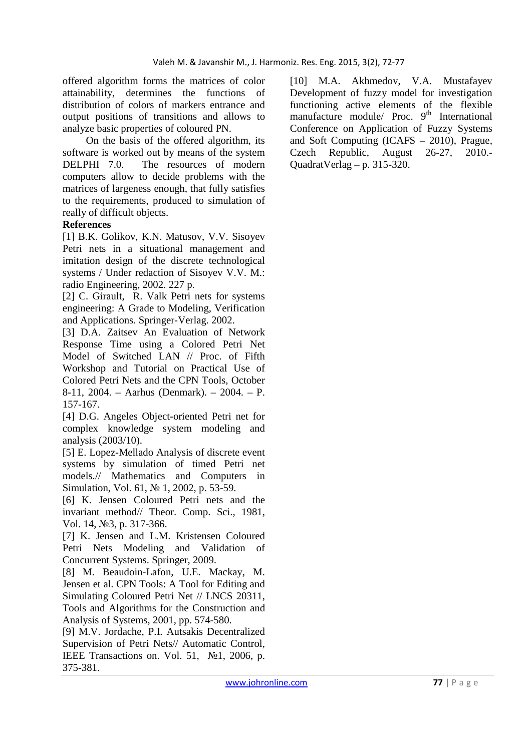offered algorithm forms the matrices of color attainability, determines the functions of distribution of colors of markers entrance and output positions of transitions and allows to analyze basic properties of coloured PN.

On the basis of the offered algorithm, its software is worked out by means of the system DELPHI 7.0. The resources of modern computers allow to decide problems with the matrices of largeness enough, that fully satisfies to the requirements, produced to simulation of really of difficult objects.

**References**

[1] B.K. Golikov, K.N. Matusov, V.V. Sisoyev Petri nets in a situational management and imitation design of the discrete technological systems / Under redaction of Sisoyev V.V. M.: radio Engineering, 2002. 227 p.

[2] C. Girault, R. Valk Petri nets for systems engineering: A Grade to Modeling, Verification and Applications. Springer-Verlag. 2002.

[3] D.A. Zaitsev An Evaluation of Network Response Time using a Colored Petri Net Model of Switched LAN // Proc. of Fifth Workshop and Tutorial on Practical Use of Colored Petri Nets and the CPN Tools, October 8-11, 2004. – Aarhus (Denmark). – 2004. – P. 157-167.

[4] D.G. Angeles Object-oriented Petri net for complex knowledge system modeling and analysis (2003/10).

[5] E. Lopez-Mellado Analysis of discrete event systems by simulation of timed Petri net models.// Mathematics and Computers in Simulation, Vol. 61, № 1, 2002, p. 53-59.

[6] K. Jensen Coloured Petri nets and the invariant method// Theor. Comp. Sci., 1981, Vol. 14, №3, p. 317-366.

[7] K. Jensen and L.M. Kristensen Coloured Petri Nets Modeling and Validation of Concurrent Systems. Springer, 2009.

[8] M. Beaudoin-Lafon, U.E. Mackay, M. Jensen et al. CPN Tools: A Tool for Editing and Simulating Coloured Petri Net // LNCS 20311, Tools and Algorithms for the Construction and Analysis of Systems, 2001, pp. 574-580.

[9] M.V. Jordache, P.I. Autsakis Decentralized Supervision of Petri Nets// Automatic Control, IEEE Transactions on. Vol. 51, №1, 2006, p. 375-381.

[10] M.A. Akhmedov, V.A. Mustafayev Development of fuzzy model for investigation functioning active elements of the flexible manufacture module/ Proc. 9th International Conference on Application of Fuzzy Systems and Soft Computing (ICAFS – 2010), Prague, Czech Republic, August 26-27, 2010.- QuadratVerlag – p. 315-320.